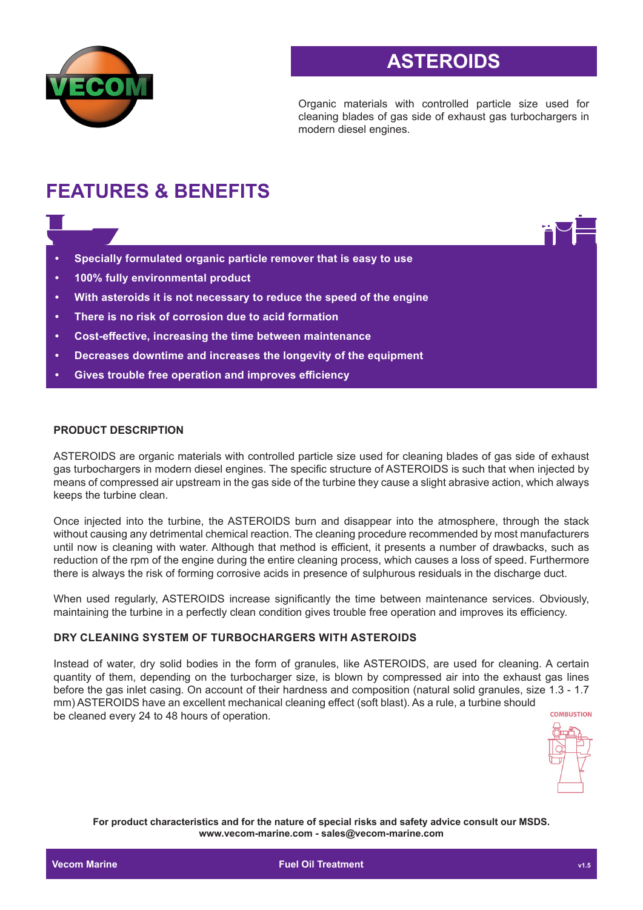# ASTEROIDS

Organic materials with controlled particle size used for cleaning blades of gas side of exhaust gas turbochargers in modern diesel engines.

## FEATURES & BENEFITS

- **Specially formulated organic particle remover that is easy to use**
- **100% fully environmental product**
- **With asteroids it is not necessary to reduce the speed of the engine**
- **There is no risk of corrosion due to acid formation**
- **Cost-effective, increasing the time between maintenance**
- **Decreases downtime and increases the longevity of the equipment**
- **Gives trouble free operation and improves efficiency**

### PRODUCT DESCRIPTION

ASTEROIDS are organic materials with controlled particle size used for cleaning blades of gas side of exhaust gas turbochargers in modern diesel engines. The specific structure of ASTEROIDS is such that when injected by means of compressed air upstream in the gas side of the turbine they cause a slight abrasive action, which always keeps the turbine clean.

Once injected into the turbine, the ASTEROIDS burn and disappear into the atmosphere, through the stack without causing any detrimental chemical reaction. The cleaning procedure recommended by most manufacturers until now is cleaning with water. Although that method is efficient, it presents a number of drawbacks, such as reduction of the rpm of the engine during the entire cleaning process, which causes a loss of speed. Furthermore there is always the risk of forming corrosive acids in presence of sulphurous residuals in the discharge duct.

When used regularly, ASTEROIDS increase significantly the time between maintenance services. Obviously, maintaining the turbine in a perfectly clean condition gives trouble free operation and improves its efficiency.

### DRY CLEANING SYSTEM OF TURBOCHARGERS WITH ASTEROIDS

Instead of water, dry solid bodies in the form of granules, like ASTEROIDS, are used for cleaning. A certain quantity of them, depending on the turbocharger size, is blown by compressed air into the exhaust gas lines before the gas inlet casing. On account of their hardness and composition (natural solid granules, size 1.3 - 1.7 mm) ASTEROIDS have an excellent mechanical cleaning effect (soft blast). As a rule, a turbine should be cleaned every 24 to 48 hours of operation.

COMBUSTION

**For product characteristics and for the nature of special risks and safety advice consult our MSDS.**
**www.vecom-marine.com - sales@vecom-marine.com**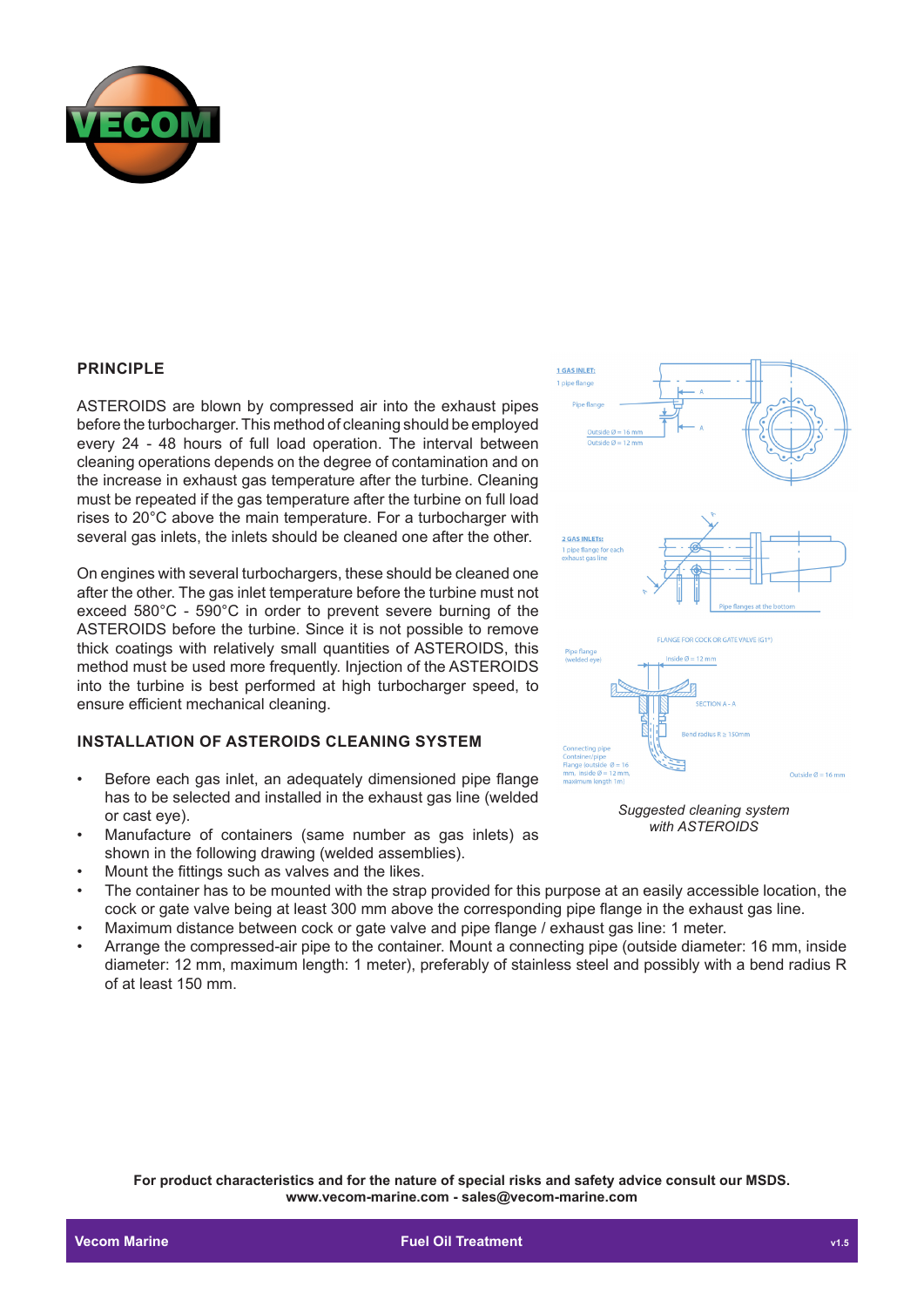## PRINCIPLE

ASTEROIDS are blown by compressed air into the exhaust pipes before the turbocharger. This method of cleaning should be employed every 24 - 48 hours of full load operation. The interval between cleaning operations depends on the degree of contamination and on the increase in exhaust gas temperature after the turbine. Cleaning must be repeated if the gas temperature after the turbine on full load rises to 20°C above the main temperature. For a turbocharger with several gas inlets, the inlets should be cleaned one after the other.

On engines with several turbochargers, these should be cleaned one after the other. The gas inlet temperature before the turbine must not exceed 580°C - 590°C in order to prevent severe burning of the ASTEROIDS before the turbine. Since it is not possible to remove thick coatings with relatively small quantities of ASTEROIDS, this method must be used more frequently. Injection of the ASTEROIDS into the turbine is best performed at high turbocharger speed, to ensure efficient mechanical cleaning.

*Suggested cleaning system with ASTEROIDS*

## INSTALLATION OF ASTEROIDS CLEANING SYSTEM

- Before each gas inlet, an adequately dimensioned pipe flange has to be selected and installed in the exhaust gas line (welded or cast eye).
- Manufacture of containers (same number as gas inlets) as shown in the following drawing (welded assemblies).
- Mount the fittings such as valves and the likes.
- The container has to be mounted with the strap provided for this purpose at an easily accessible location, the cock or gate valve being at least 300 mm above the corresponding pipe flange in the exhaust gas line.
- Maximum distance between cock or gate valve and pipe flange / exhaust gas line: 1 meter.
- Arrange the compressed-air pipe to the container. Mount a connecting pipe (outside diameter: 16 mm, inside diameter: 12 mm, maximum length: 1 meter), preferably of stainless steel and possibly with a bend radius R of at least 150 mm.

**For product characteristics and for the nature of special risks and safety advice consult our MSDS.**
**www.vecom-marine.com - sales@vecom-marine.com**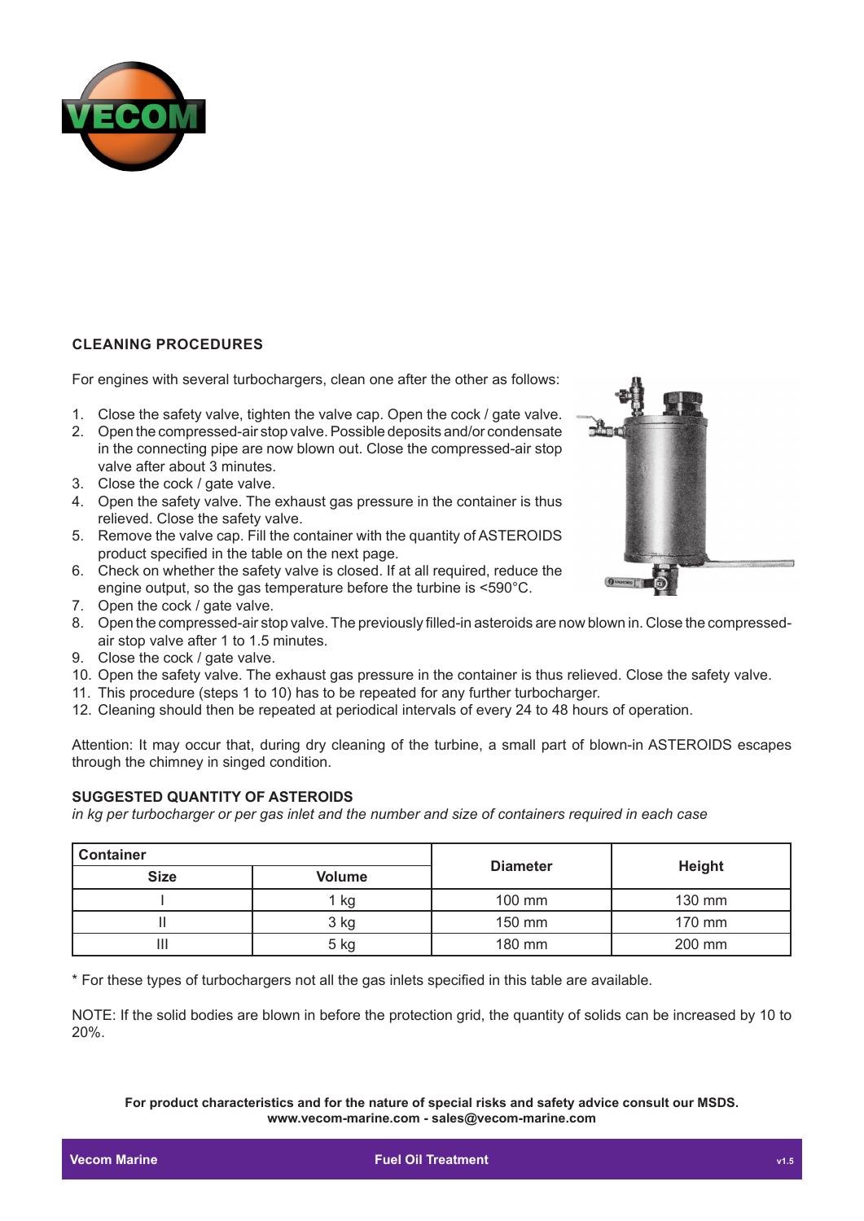## CLEANING PROCEDURES

For engines with several turbochargers, clean one after the other as follows:

1. Close the safety valve, tighten the valve cap. Open the cock / gate valve.
2. Open the compressed-air stop valve. Possible deposits and/or condensate in the connecting pipe are now blown out. Close the compressed-air stop valve after about 3 minutes.
3. Close the cock / gate valve.
4. Open the safety valve. The exhaust gas pressure in the container is thus relieved. Close the safety valve.
5. Remove the valve cap. Fill the container with the quantity of ASTEROIDS product specified in the table on the next page.
6. Check on whether the safety valve is closed. If at all required, reduce the engine output, so the gas temperature before the turbine is <590°C.
7. Open the cock / gate valve.
8. Open the compressed-air stop valve. The previously filled-in asteroids are now blown in. Close the compressed-air stop valve after 1 to 1.5 minutes.
9. Close the cock / gate valve.
10. Open the safety valve. The exhaust gas pressure in the container is thus relieved. Close the safety valve.
11. This procedure (steps 1 to 10) has to be repeated for any further turbocharger.
12. Cleaning should then be repeated at periodical intervals of every 24 to 48 hours of operation.

Attention: It may occur that, during dry cleaning of the turbine, a small part of blown-in ASTEROIDS escapes through the chimney in singed condition.

### SUGGESTED QUANTITY OF ASTEROIDS

*in kg per turbocharger or per gas inlet and the number and size of containers required in each case*

| Container | | Diameter | Height |
|---|---|---|---|
| Size | Volume | | |
| I | 1 kg | 100 mm | 130 mm |
| II | 3 kg | 150 mm | 170 mm |
| III | 5 kg | 180 mm | 200 mm |

* For these types of turbochargers not all the gas inlets specified in this table are available.

NOTE: If the solid bodies are blown in before the protection grid, the quantity of solids can be increased by 10 to 20%.

**For product characteristics and for the nature of special risks and safety advice consult our MSDS.**
**www.vecom-marine.com - sales@vecom-marine.com**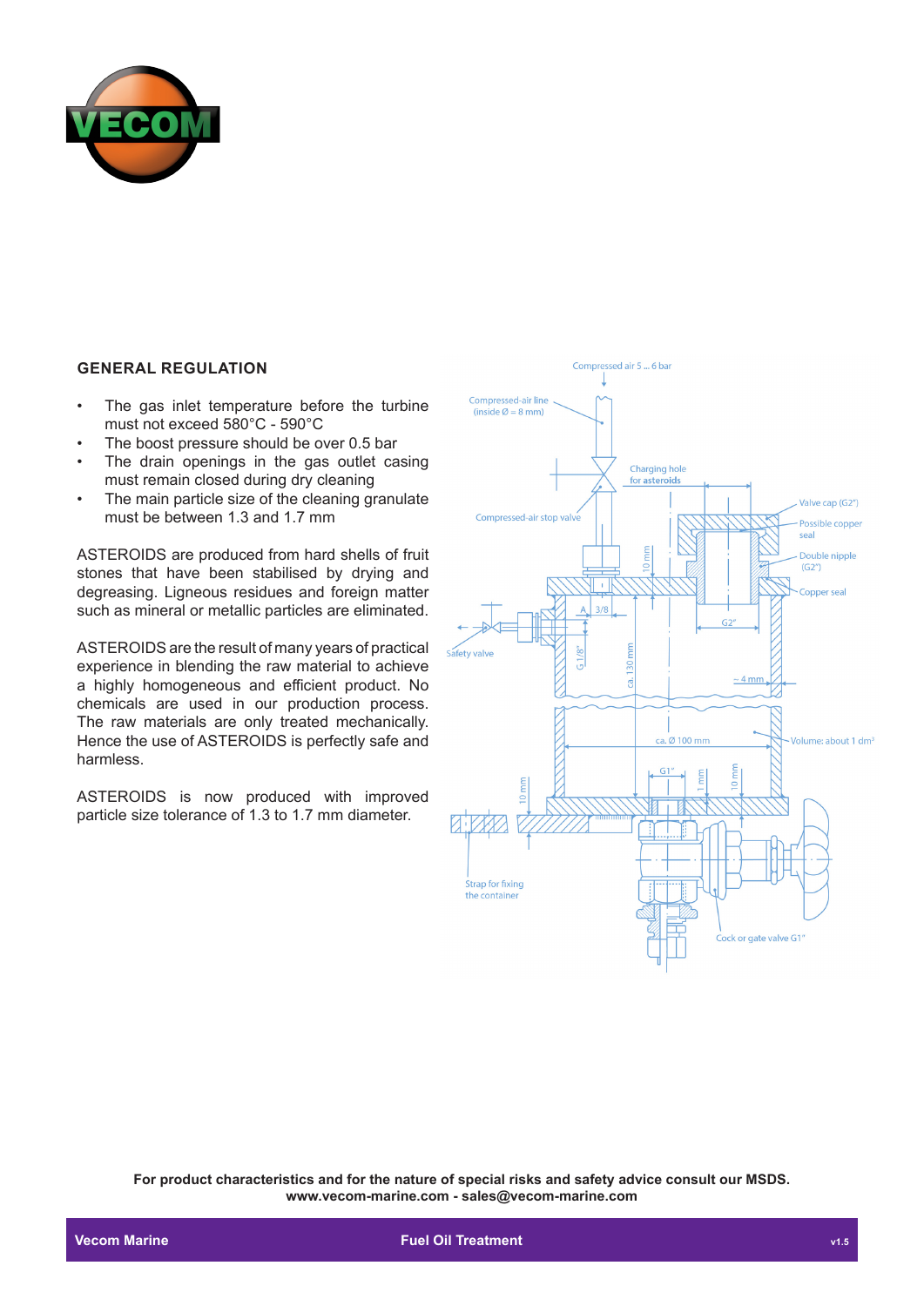## GENERAL REGULATION

- The gas inlet temperature before the turbine must not exceed 580°C - 590°C
- The boost pressure should be over 0.5 bar
- The drain openings in the gas outlet casing must remain closed during dry cleaning
- The main particle size of the cleaning granulate must be between 1.3 and 1.7 mm

ASTEROIDS are produced from hard shells of fruit stones that have been stabilised by drying and degreasing. Ligneous residues and foreign matter such as mineral or metallic particles are eliminated.

ASTEROIDS are the result of many years of practical experience in blending the raw material to achieve a highly homogeneous and efficient product. No chemicals are used in our production process. The raw materials are only treated mechanically. Hence the use of ASTEROIDS is perfectly safe and harmless.

ASTEROIDS is now produced with improved particle size tolerance of 1.3 to 1.7 mm diameter.

Compressed air 5 ... 6 bar
Compressed-air line (inside Ø = 8 mm)
Compressed-air stop valve
Charging hole for asteroids
Valve cap (G2")
Possible copper seal
Double nipple (G2")
Copper seal
Safety valve
A
3/8
G2"
G 1/8"
ca. 130 mm
10 mm
~ 4 mm
ca. Ø 100 mm
Volume: about 1 dm³
G1"
1 mm
10 mm
10 mm
Strap for fixing the container
Cock or gate valve G1"

**For product characteristics and for the nature of special risks and safety advice consult our MSDS.**
**www.vecom-marine.com - sales@vecom-marine.com**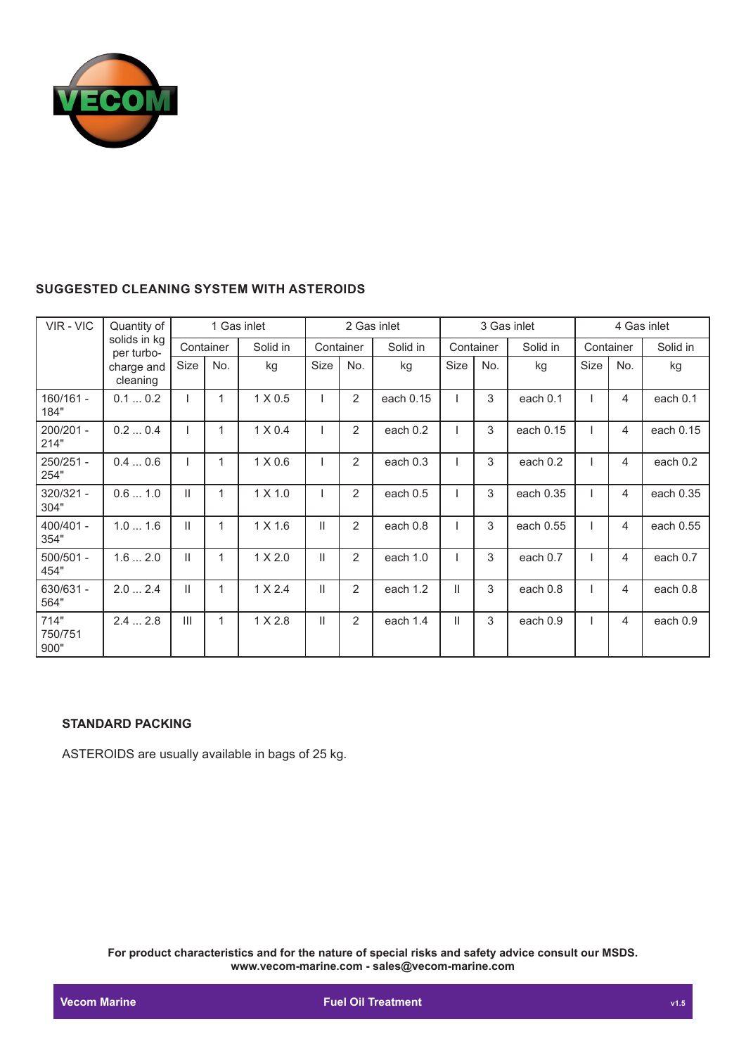## SUGGESTED CLEANING SYSTEM WITH ASTEROIDS

| VIR - VIC | Quantity of solids in kg per turbo-charge and cleaning | 1 Gas inlet | | | 2 Gas inlet | | | 3 Gas inlet | | | 4 Gas inlet | | |
|---|---|---|---|---|---|---|---|---|---|---|---|---|---|
| | | Container | | Solid in | Container | | Solid in | Container | | Solid in | Container | | Solid in |
| | | Size | No. | kg | Size | No. | kg | Size | No. | kg | Size | No. | kg |
| 160/161 - 184" | 0.1 ... 0.2 | I | 1 | 1 X 0.5 | I | 2 | each 0.15 | I | 3 | each 0.1 | I | 4 | each 0.1 |
| 200/201 - 214" | 0.2 ... 0.4 | I | 1 | 1 X 0.4 | I | 2 | each 0.2 | I | 3 | each 0.15 | I | 4 | each 0.15 |
| 250/251 - 254" | 0.4 ... 0.6 | I | 1 | 1 X 0.6 | I | 2 | each 0.3 | I | 3 | each 0.2 | I | 4 | each 0.2 |
| 320/321 - 304" | 0.6 ... 1.0 | II | 1 | 1 X 1.0 | I | 2 | each 0.5 | I | 3 | each 0.35 | I | 4 | each 0.35 |
| 400/401 - 354" | 1.0 ... 1.6 | II | 1 | 1 X 1.6 | II | 2 | each 0.8 | I | 3 | each 0.55 | I | 4 | each 0.55 |
| 500/501 - 454" | 1.6 ... 2.0 | II | 1 | 1 X 2.0 | II | 2 | each 1.0 | I | 3 | each 0.7 | I | 4 | each 0.7 |
| 630/631 - 564" | 2.0 ... 2.4 | II | 1 | 1 X 2.4 | II | 2 | each 1.2 | II | 3 | each 0.8 | I | 4 | each 0.8 |
| 714" 750/751 900" | 2.4 ... 2.8 | III | 1 | 1 X 2.8 | II | 2 | each 1.4 | II | 3 | each 0.9 | I | 4 | each 0.9 |

### STANDARD PACKING

ASTEROIDS are usually available in bags of 25 kg.

**For product characteristics and for the nature of special risks and safety advice consult our MSDS.**
**www.vecom-marine.com - sales@vecom-marine.com**